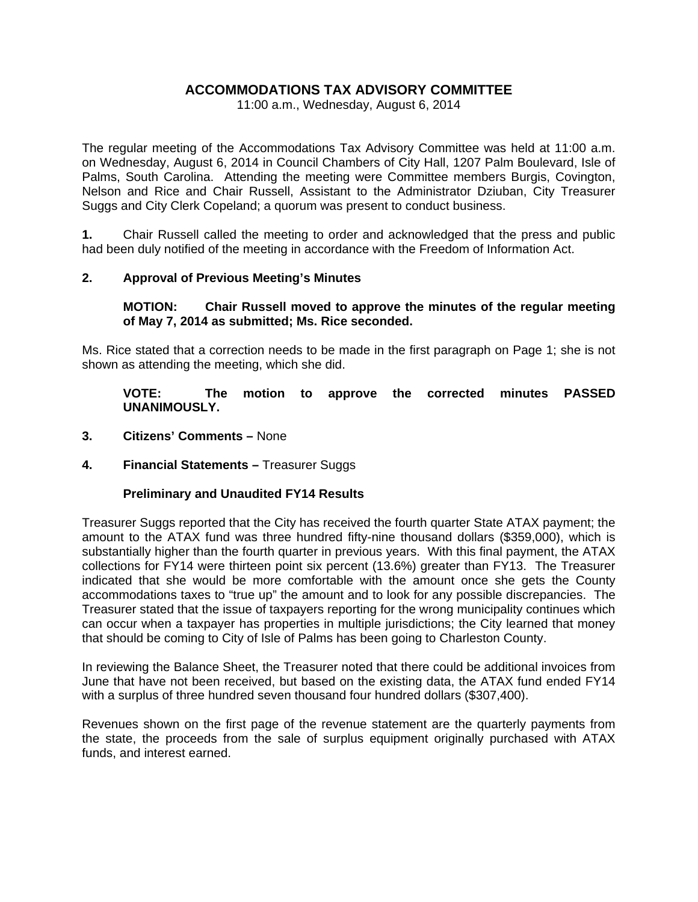# ACCOMMODATIONS TAX ADVISORY COMMITTEE

11:00 a.m., Wednesday, August 6, 2014

The regular meeting of the Accommodations Tax Advisory Committee was held at 11:00 a.m. on Wednesday, August 6, 2014 in Council Chambers of City Hall, 1207 Palm Boulevard, Isle of Palms, South Carolina. Attending the meeting were Committee members Burgis, Covington, Nelson and Rice and Chair Russell, Assistant to the Administrator Dziuban, City Treasurer Suggs and City Clerk Copeland; a quorum was present to conduct business.

**1.** Chair Russell called the meeting to order and acknowledged that the press and public had been duly notified of the meeting in accordance with the Freedom of Information Act.

**2. Approval of Previous Meeting's Minutes**

> **MOTION: Chair Russell moved to approve the minutes of the regular meeting of May 7, 2014 as submitted; Ms. Rice seconded.**

Ms. Rice stated that a correction needs to be made in the first paragraph on Page 1; she is not shown as attending the meeting, which she did.

> **VOTE: The motion to approve the corrected minutes PASSED UNANIMOUSLY.**

**3. Citizens' Comments –** None

**4. Financial Statements –** Treasurer Suggs

**Preliminary and Unaudited FY14 Results**

Treasurer Suggs reported that the City has received the fourth quarter State ATAX payment; the amount to the ATAX fund was three hundred fifty-nine thousand dollars ($359,000), which is substantially higher than the fourth quarter in previous years. With this final payment, the ATAX collections for FY14 were thirteen point six percent (13.6%) greater than FY13. The Treasurer indicated that she would be more comfortable with the amount once she gets the County accommodations taxes to "true up" the amount and to look for any possible discrepancies. The Treasurer stated that the issue of taxpayers reporting for the wrong municipality continues which can occur when a taxpayer has properties in multiple jurisdictions; the City learned that money that should be coming to City of Isle of Palms has been going to Charleston County.

In reviewing the Balance Sheet, the Treasurer noted that there could be additional invoices from June that have not been received, but based on the existing data, the ATAX fund ended FY14 with a surplus of three hundred seven thousand four hundred dollars ($307,400).

Revenues shown on the first page of the revenue statement are the quarterly payments from the state, the proceeds from the sale of surplus equipment originally purchased with ATAX funds, and interest earned.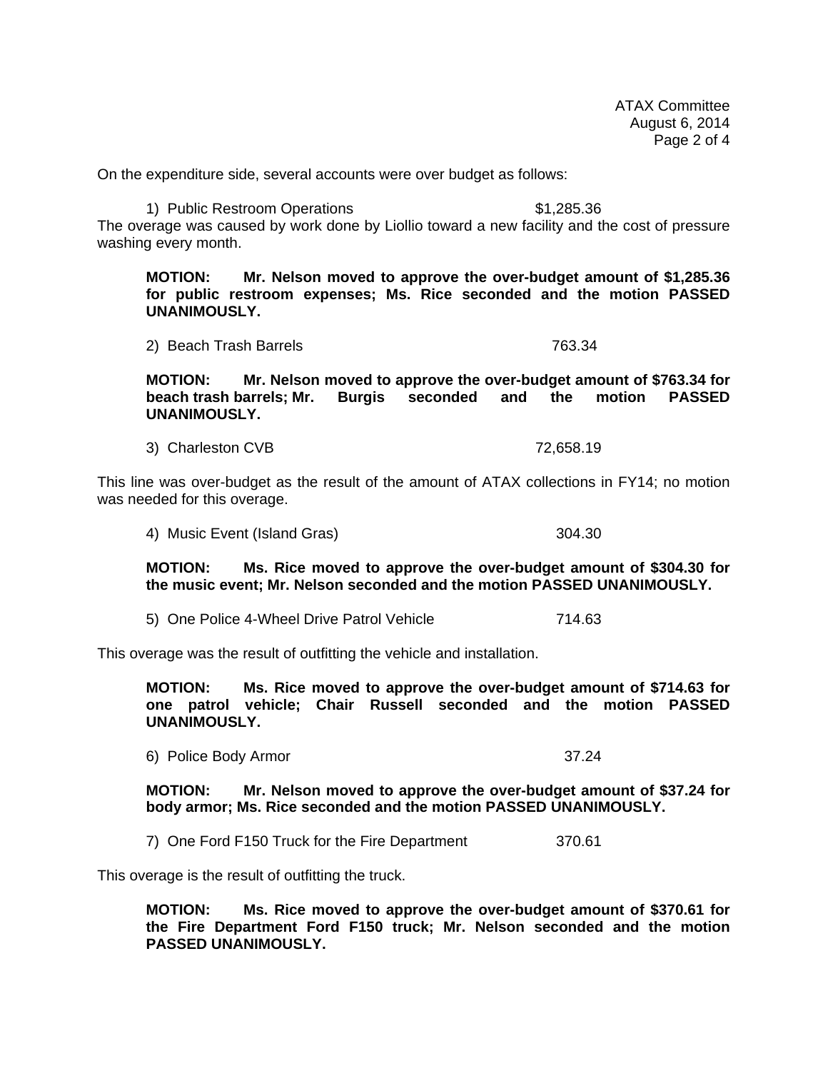On the expenditure side, several accounts were over budget as follows:

1) Public Restroom Operations $1,285.36

The overage was caused by work done by Liollio toward a new facility and the cost of pressure washing every month.

**MOTION: Mr. Nelson moved to approve the over-budget amount of $1,285.36 for public restroom expenses; Ms. Rice seconded and the motion PASSED UNANIMOUSLY.**

2) Beach Trash Barrels 763.34

**MOTION: Mr. Nelson moved to approve the over-budget amount of $763.34 for beach trash barrels; Mr. Burgis seconded and the motion PASSED UNANIMOUSLY.**

3) Charleston CVB 72,658.19

This line was over-budget as the result of the amount of ATAX collections in FY14; no motion was needed for this overage.

4) Music Event (Island Gras) 304.30

**MOTION: Ms. Rice moved to approve the over-budget amount of $304.30 for the music event; Mr. Nelson seconded and the motion PASSED UNANIMOUSLY.**

5) One Police 4-Wheel Drive Patrol Vehicle 714.63

This overage was the result of outfitting the vehicle and installation.

**MOTION: Ms. Rice moved to approve the over-budget amount of $714.63 for one patrol vehicle; Chair Russell seconded and the motion PASSED UNANIMOUSLY.**

6) Police Body Armor 37.24

**MOTION: Mr. Nelson moved to approve the over-budget amount of $37.24 for body armor; Ms. Rice seconded and the motion PASSED UNANIMOUSLY.**

7) One Ford F150 Truck for the Fire Department 370.61

This overage is the result of outfitting the truck.

**MOTION: Ms. Rice moved to approve the over-budget amount of $370.61 for the Fire Department Ford F150 truck; Mr. Nelson seconded and the motion PASSED UNANIMOUSLY.**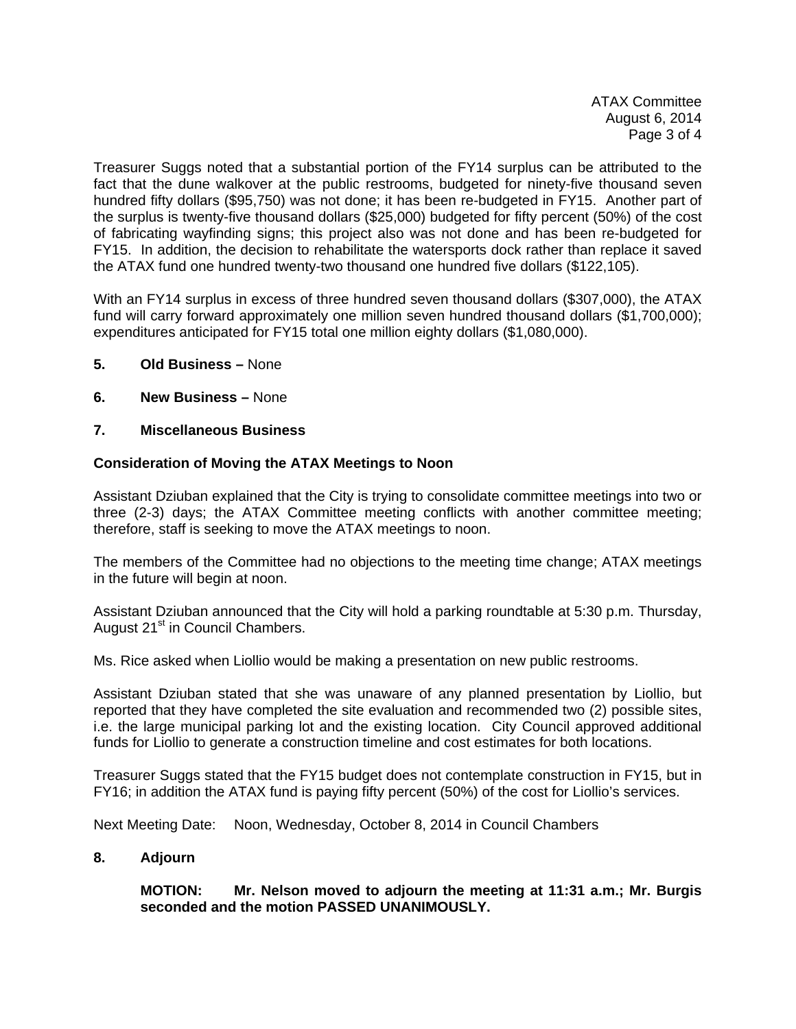Treasurer Suggs noted that a substantial portion of the FY14 surplus can be attributed to the fact that the dune walkover at the public restrooms, budgeted for ninety-five thousand seven hundred fifty dollars ($95,750) was not done; it has been re-budgeted in FY15. Another part of the surplus is twenty-five thousand dollars ($25,000) budgeted for fifty percent (50%) of the cost of fabricating wayfinding signs; this project also was not done and has been re-budgeted for FY15. In addition, the decision to rehabilitate the watersports dock rather than replace it saved the ATAX fund one hundred twenty-two thousand one hundred five dollars ($122,105).

With an FY14 surplus in excess of three hundred seven thousand dollars ($307,000), the ATAX fund will carry forward approximately one million seven hundred thousand dollars ($1,700,000); expenditures anticipated for FY15 total one million eighty dollars ($1,080,000).

**5. Old Business –** None

**6. New Business –** None

**7. Miscellaneous Business**

**Consideration of Moving the ATAX Meetings to Noon**

Assistant Dziuban explained that the City is trying to consolidate committee meetings into two or three (2-3) days; the ATAX Committee meeting conflicts with another committee meeting; therefore, staff is seeking to move the ATAX meetings to noon.

The members of the Committee had no objections to the meeting time change; ATAX meetings in the future will begin at noon.

Assistant Dziuban announced that the City will hold a parking roundtable at 5:30 p.m. Thursday, August 21st in Council Chambers.

Ms. Rice asked when Liollio would be making a presentation on new public restrooms.

Assistant Dziuban stated that she was unaware of any planned presentation by Liollio, but reported that they have completed the site evaluation and recommended two (2) possible sites, i.e. the large municipal parking lot and the existing location. City Council approved additional funds for Liollio to generate a construction timeline and cost estimates for both locations.

Treasurer Suggs stated that the FY15 budget does not contemplate construction in FY15, but in FY16; in addition the ATAX fund is paying fifty percent (50%) of the cost for Liollio's services.

Next Meeting Date: Noon, Wednesday, October 8, 2014 in Council Chambers

**8. Adjourn**

**MOTION: Mr. Nelson moved to adjourn the meeting at 11:31 a.m.; Mr. Burgis seconded and the motion PASSED UNANIMOUSLY.**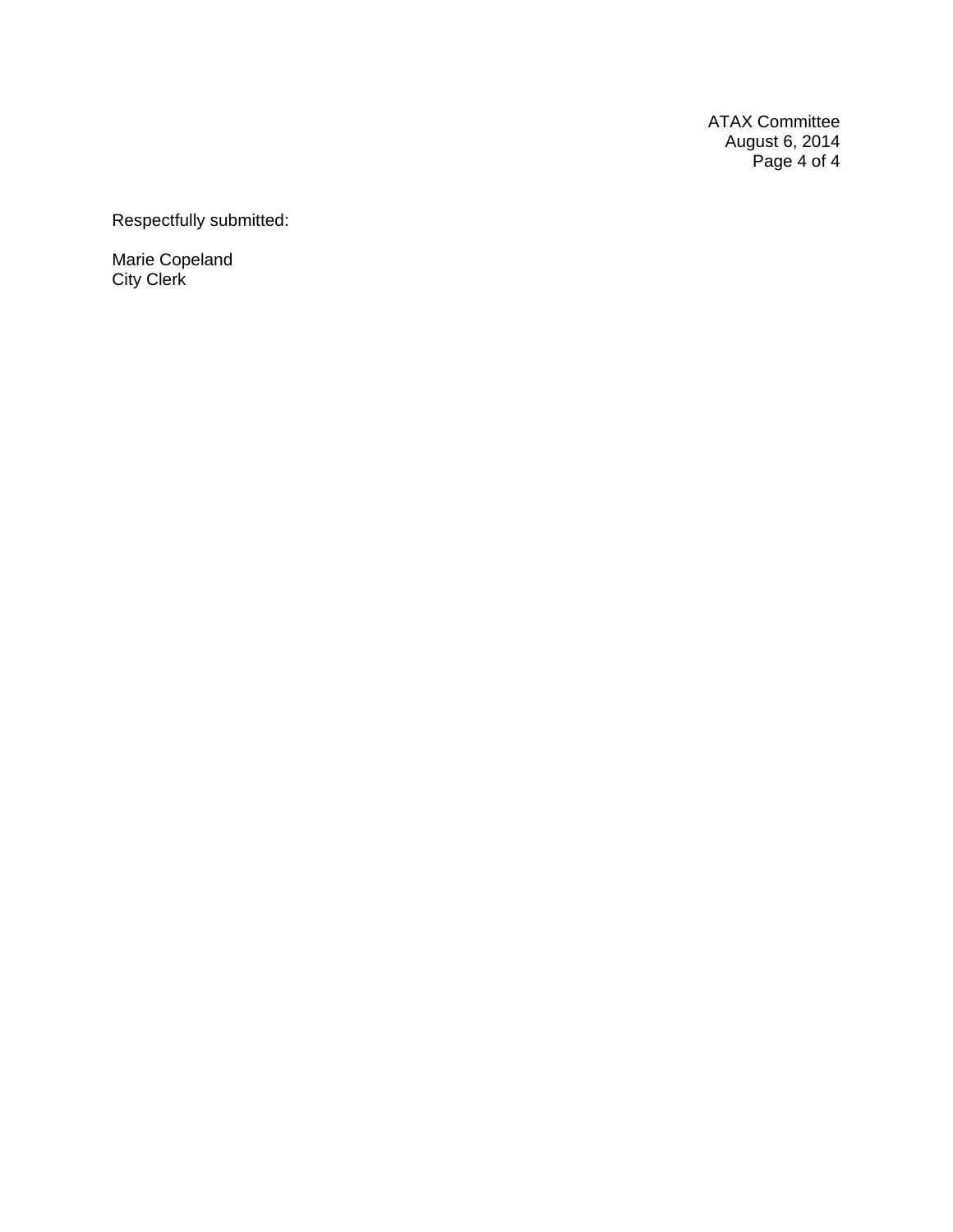Respectfully submitted:

Marie Copeland
City Clerk